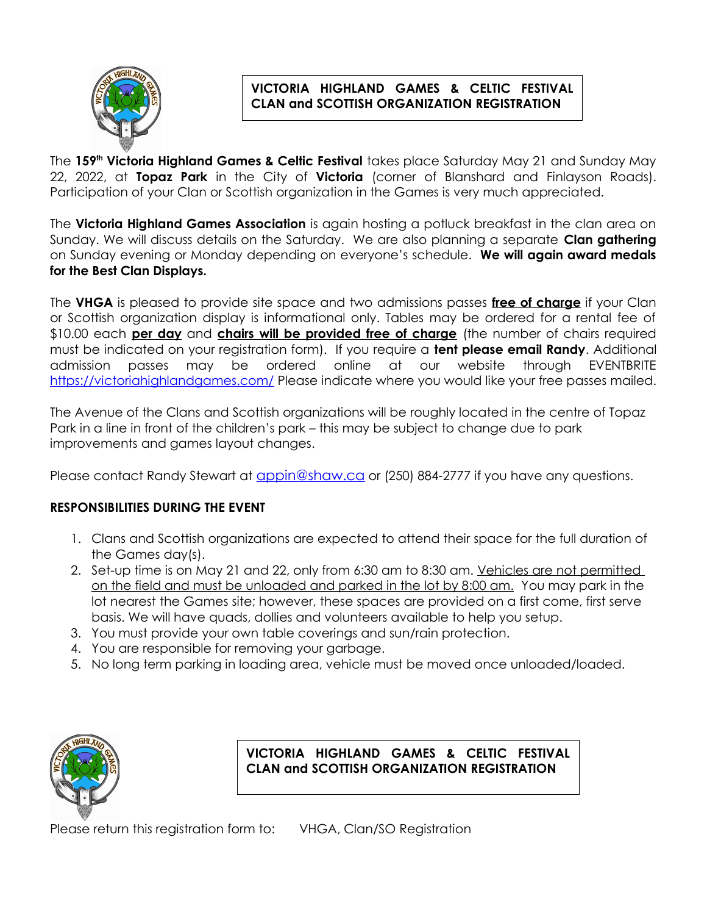# VICTORIA HIGHLAND GAMES & CELTIC FESTIVAL CLAN and SCOTTISH ORGANIZATION REGISTRATION

The **159th Victoria Highland Games & Celtic Festival** takes place Saturday May 21 and Sunday May 22, 2022, at **Topaz Park** in the City of **Victoria** (corner of Blanshard and Finlayson Roads). Participation of your Clan or Scottish organization in the Games is very much appreciated.

The **Victoria Highland Games Association** is again hosting a potluck breakfast in the clan area on Sunday. We will discuss details on the Saturday. We are also planning a separate **Clan gathering** on Sunday evening or Monday depending on everyone's schedule. **We will again award medals for the Best Clan Displays.**

The **VHGA** is pleased to provide site space and two admissions passes **free of charge** if your Clan or Scottish organization display is informational only. Tables may be ordered for a rental fee of $10.00 each **per day** and **chairs will be provided free of charge** (the number of chairs required must be indicated on your registration form). If you require a **tent please email Randy**. Additional admission passes may be ordered online at our website through EVENTBRITE https://victoriahighlandgames.com/ Please indicate where you would like your free passes mailed.

The Avenue of the Clans and Scottish organizations will be roughly located in the centre of Topaz Park in a line in front of the children's park – this may be subject to change due to park improvements and games layout changes.

Please contact Randy Stewart at appin@shaw.ca or (250) 884-2777 if you have any questions.

**RESPONSIBILITIES DURING THE EVENT**

1. Clans and Scottish organizations are expected to attend their space for the full duration of the Games day(s).
2. Set-up time is on May 21 and 22, only from 6:30 am to 8:30 am. Vehicles are not permitted on the field and must be unloaded and parked in the lot by 8:00 am. You may park in the lot nearest the Games site; however, these spaces are provided on a first come, first serve basis. We will have quads, dollies and volunteers available to help you setup.
3. You must provide your own table coverings and sun/rain protection.
4. You are responsible for removing your garbage.
5. No long term parking in loading area, vehicle must be moved once unloaded/loaded.

# VICTORIA HIGHLAND GAMES & CELTIC FESTIVAL CLAN and SCOTTISH ORGANIZATION REGISTRATION

Please return this registration form to: VHGA, Clan/SO Registration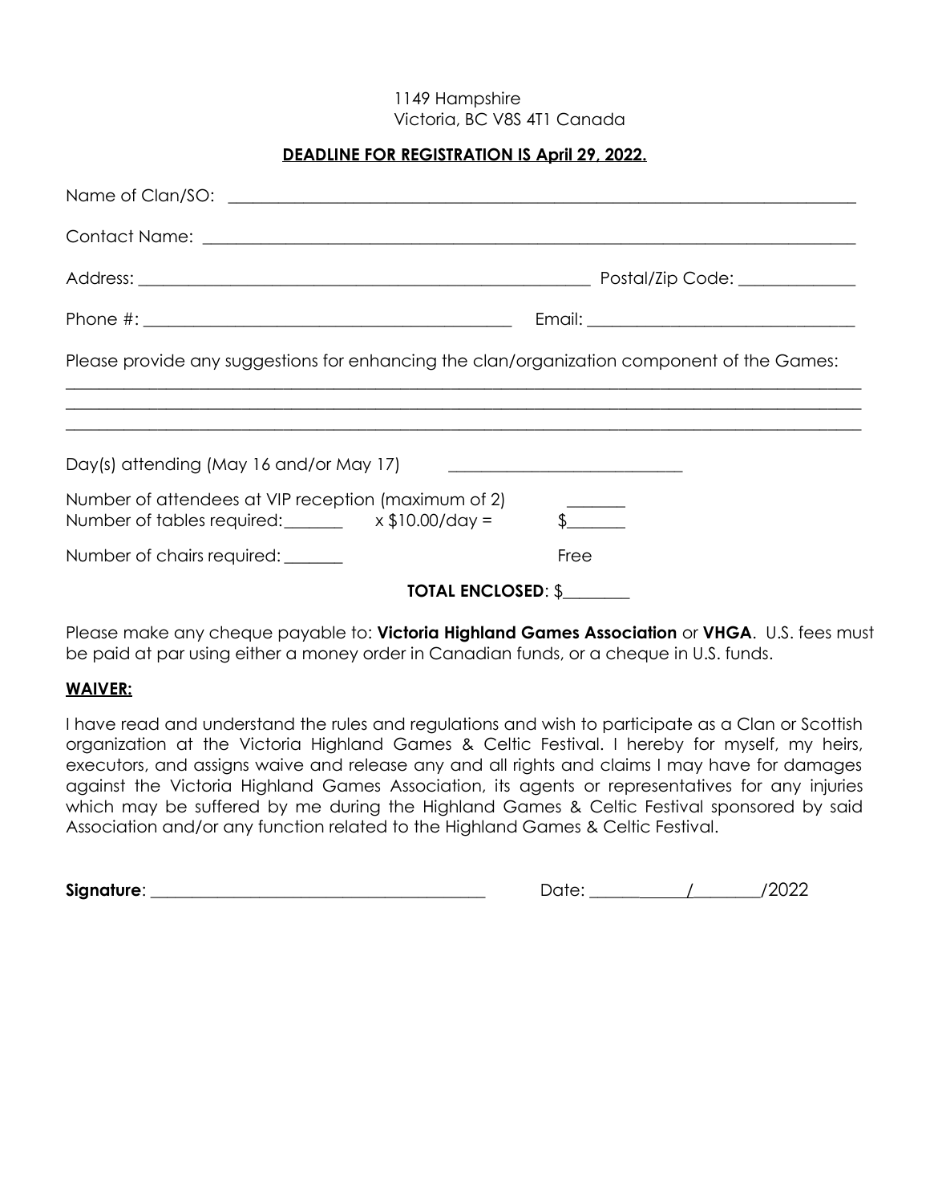1149 Hampshire
Victoria, BC V8S 4T1 Canada

**DEADLINE FOR REGISTRATION IS April 29, 2022.**

Name of Clan/SO: ______________________________________________

Contact Name: ______________________________________________

Address: ______________________________ Postal/Zip Code: ____________

Phone #: ______________________________ Email: ______________________

Please provide any suggestions for enhancing the clan/organization component of the Games:

______________________________________________________________________

______________________________________________________________________

______________________________________________________________________

Day(s) attending (May 16 and/or May 17) ________________________

Number of attendees at VIP reception (maximum of 2) _______

Number of tables required: _______ x $10.00/day = $_______

Number of chairs required: _______ Free

**TOTAL ENCLOSED**: $________

Please make any cheque payable to: **Victoria Highland Games Association** or **VHGA**. U.S. fees must be paid at par using either a money order in Canadian funds, or a cheque in U.S. funds.

**WAIVER:**

I have read and understand the rules and regulations and wish to participate as a Clan or Scottish organization at the Victoria Highland Games & Celtic Festival. I hereby for myself, my heirs, executors, and assigns waive and release any and all rights and claims I may have for damages against the Victoria Highland Games Association, its agents or representatives for any injuries which may be suffered by me during the Highland Games & Celtic Festival sponsored by said Association and/or any function related to the Highland Games & Celtic Festival.

**Signature**: ____________________________ Date: ________/________/2022